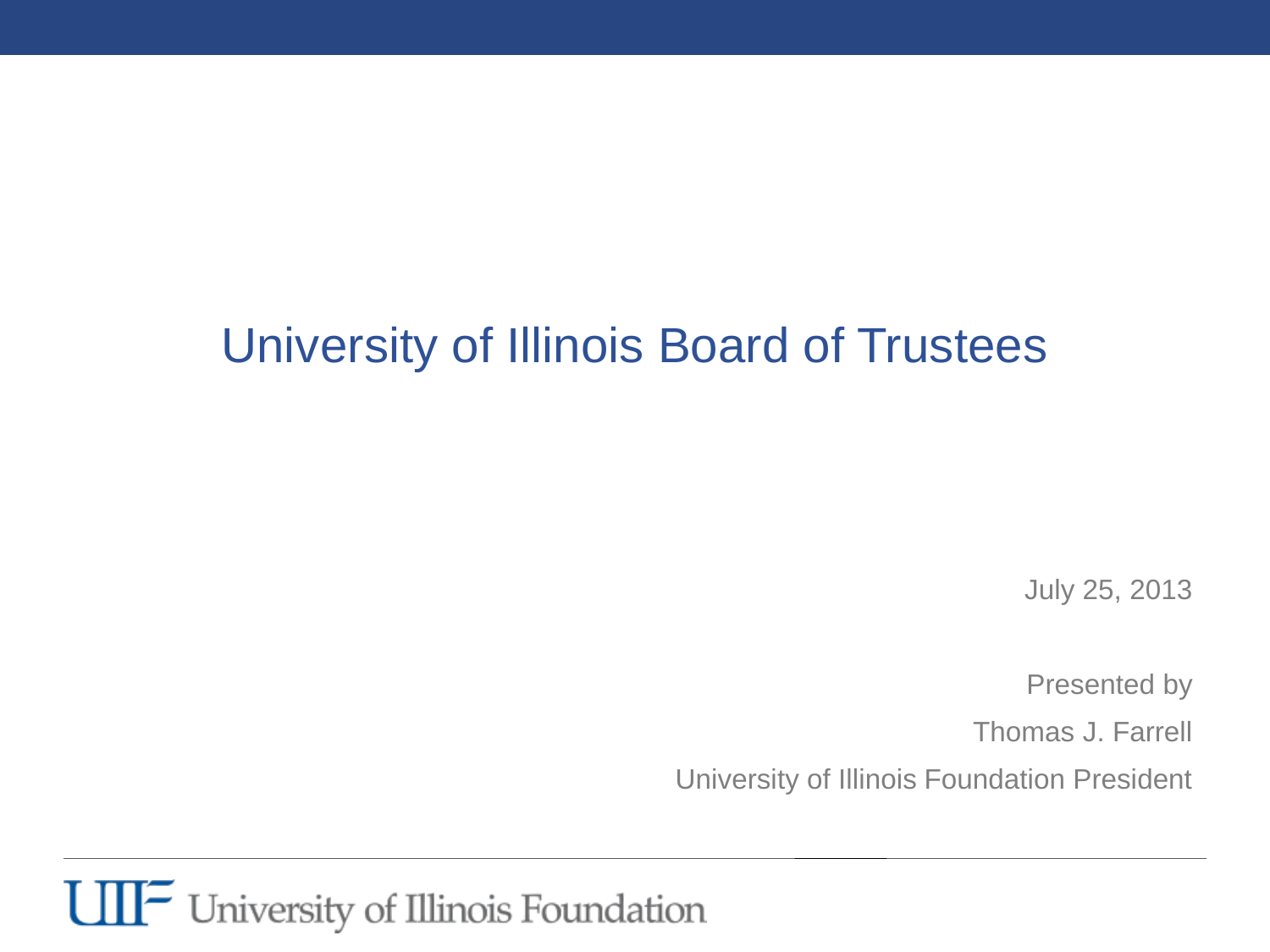# University of Illinois Board of Trustees

July 25, 2013

Presented by

Thomas J. Farrell

University of Illinois Foundation President

University of Illinois Foundation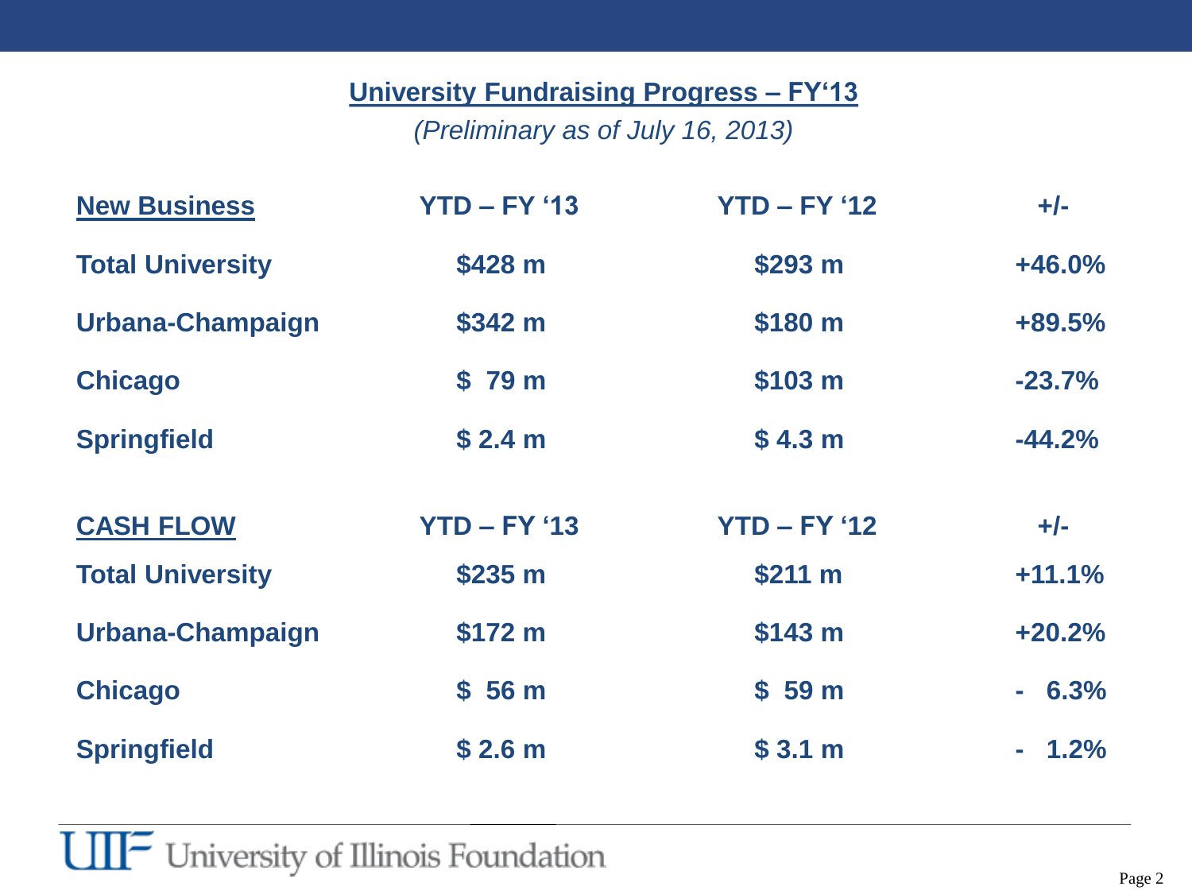## University Fundraising Progress – FY'13

*(Preliminary as of July 16, 2013)*

| New Business | YTD – FY '13 | YTD – FY '12 | +/- |
|---|---|---|---|
| Total University | $428 m | $293 m | +46.0% |
| Urbana-Champaign | $342 m | $180 m | +89.5% |
| Chicago | $ 79 m | $103 m | -23.7% |
| Springfield | $ 2.4 m | $ 4.3 m | -44.2% |

| CASH FLOW | YTD – FY '13 | YTD – FY '12 | +/- |
|---|---|---|---|
| Total University | $235 m | $211 m | +11.1% |
| Urbana-Champaign | $172 m | $143 m | +20.2% |
| Chicago | $ 56 m | $ 59 m | - 6.3% |
| Springfield | $ 2.6 m | $ 3.1 m | - 1.2% |

UIF University of Illinois Foundation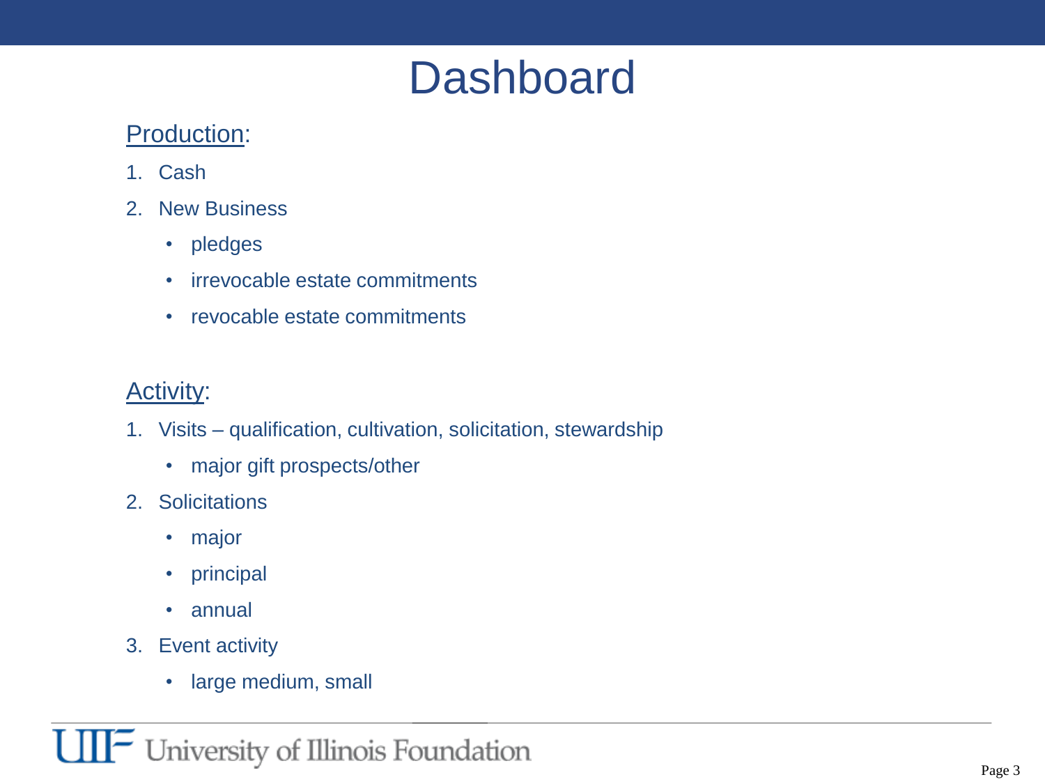# Dashboard

<u>Production</u>:

1. Cash
2. New Business
   - pledges
   - irrevocable estate commitments
   - revocable estate commitments

<u>Activity</u>:

1. Visits – qualification, cultivation, solicitation, stewardship
   - major gift prospects/other
2. Solicitations
   - major
   - principal
   - annual
3. Event activity
   - large medium, small

UIF University of Illinois Foundation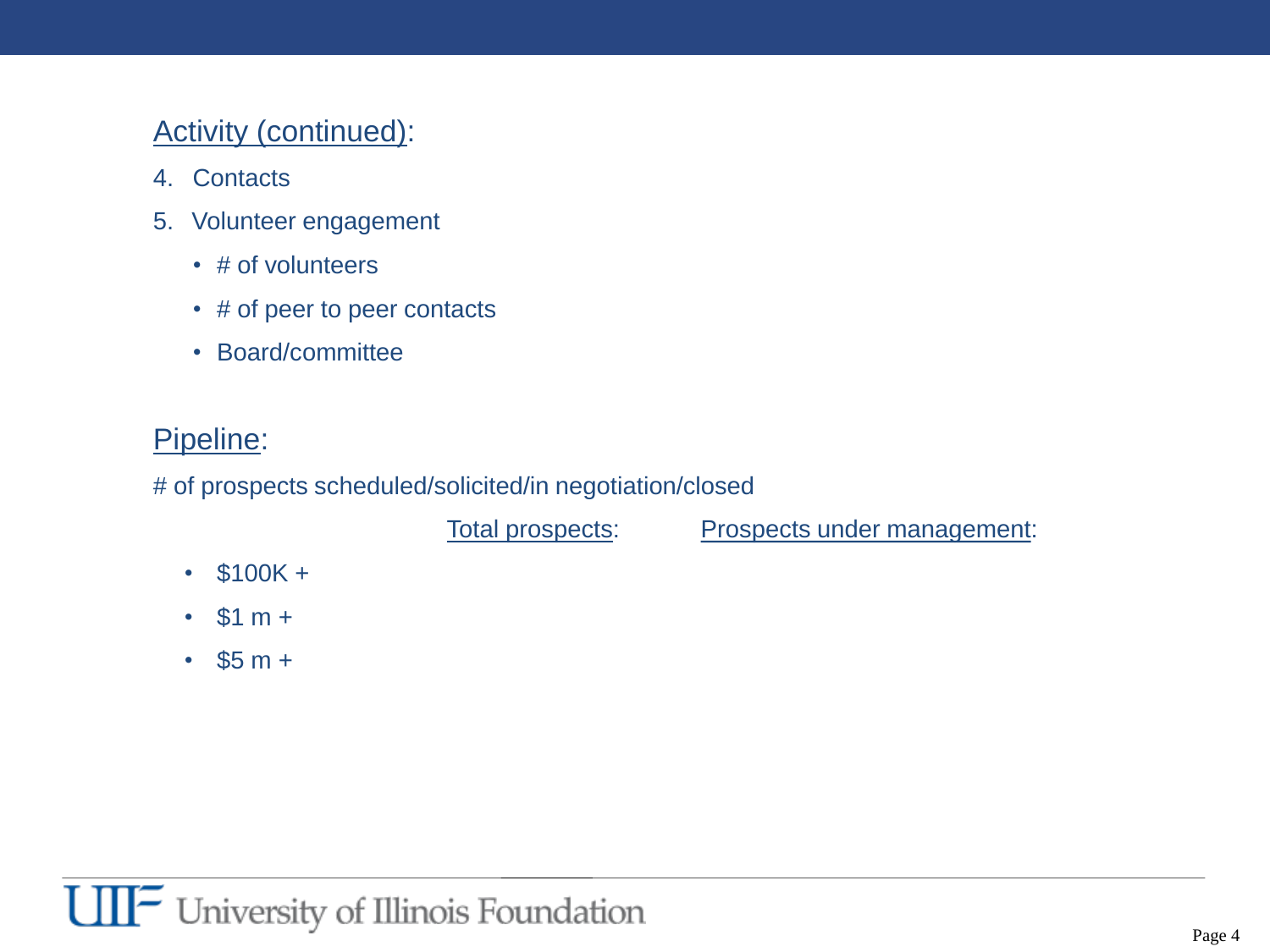## Activity (continued):

4. Contacts
5. Volunteer engagement
   - # of volunteers
   - # of peer to peer contacts
   - Board/committee

## Pipeline:

# of prospects scheduled/solicited/in negotiation/closed

| | Total prospects: | Prospects under management: |
|---|---|---|
| $100K + | | |
| $1 m + | | |
| $5 m + | | |